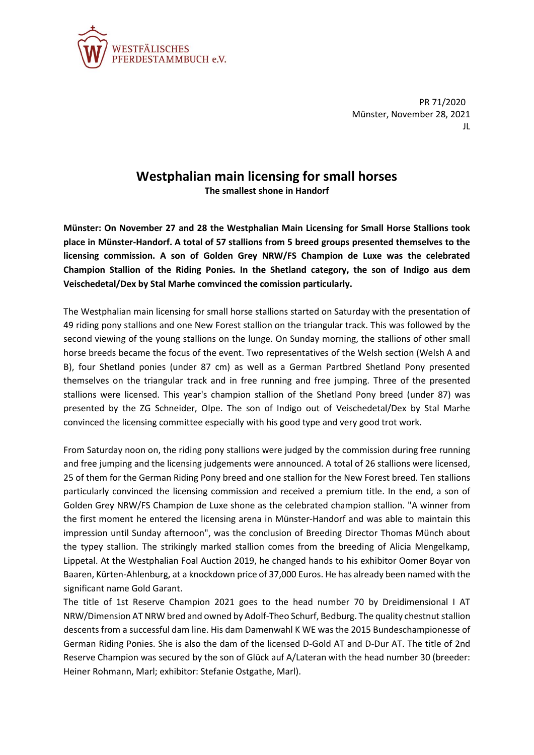WESTFÄLISCHES
PFERDESTAMMBUCH e.V.

PR 71/2020
Münster, November 28, 2021
JL

# Westphalian main licensing for small horses

**The smallest shone in Handorf**

**Münster: On November 27 and 28 the Westphalian Main Licensing for Small Horse Stallions took place in Münster-Handorf. A total of 57 stallions from 5 breed groups presented themselves to the licensing commission. A son of Golden Grey NRW/FS Champion de Luxe was the celebrated Champion Stallion of the Riding Ponies. In the Shetland category, the son of Indigo aus dem Veischedetal/Dex by Stal Marhe comvinced the comission particularly.**

The Westphalian main licensing for small horse stallions started on Saturday with the presentation of 49 riding pony stallions and one New Forest stallion on the triangular track. This was followed by the second viewing of the young stallions on the lunge. On Sunday morning, the stallions of other small horse breeds became the focus of the event. Two representatives of the Welsh section (Welsh A and B), four Shetland ponies (under 87 cm) as well as a German Partbred Shetland Pony presented themselves on the triangular track and in free running and free jumping. Three of the presented stallions were licensed. This year's champion stallion of the Shetland Pony breed (under 87) was presented by the ZG Schneider, Olpe. The son of Indigo out of Veischedetal/Dex by Stal Marhe convinced the licensing committee especially with his good type and very good trot work.

From Saturday noon on, the riding pony stallions were judged by the commission during free running and free jumping and the licensing judgements were announced. A total of 26 stallions were licensed, 25 of them for the German Riding Pony breed and one stallion for the New Forest breed. Ten stallions particularly convinced the licensing commission and received a premium title. In the end, a son of Golden Grey NRW/FS Champion de Luxe shone as the celebrated champion stallion. "A winner from the first moment he entered the licensing arena in Münster-Handorf and was able to maintain this impression until Sunday afternoon", was the conclusion of Breeding Director Thomas Münch about the typey stallion. The strikingly marked stallion comes from the breeding of Alicia Mengelkamp, Lippetal. At the Westphalian Foal Auction 2019, he changed hands to his exhibitor Oomer Boyar von Baaren, Kürten-Ahlenburg, at a knockdown price of 37,000 Euros. He has already been named with the significant name Gold Garant.

The title of 1st Reserve Champion 2021 goes to the head number 70 by Dreidimensional I AT NRW/Dimension AT NRW bred and owned by Adolf-Theo Schurf, Bedburg. The quality chestnut stallion descents from a successful dam line. His dam Damenwahl K WE was the 2015 Bundeschampionesse of German Riding Ponies. She is also the dam of the licensed D-Gold AT and D-Dur AT. The title of 2nd Reserve Champion was secured by the son of Glück auf A/Lateran with the head number 30 (breeder: Heiner Rohmann, Marl; exhibitor: Stefanie Ostgathe, Marl).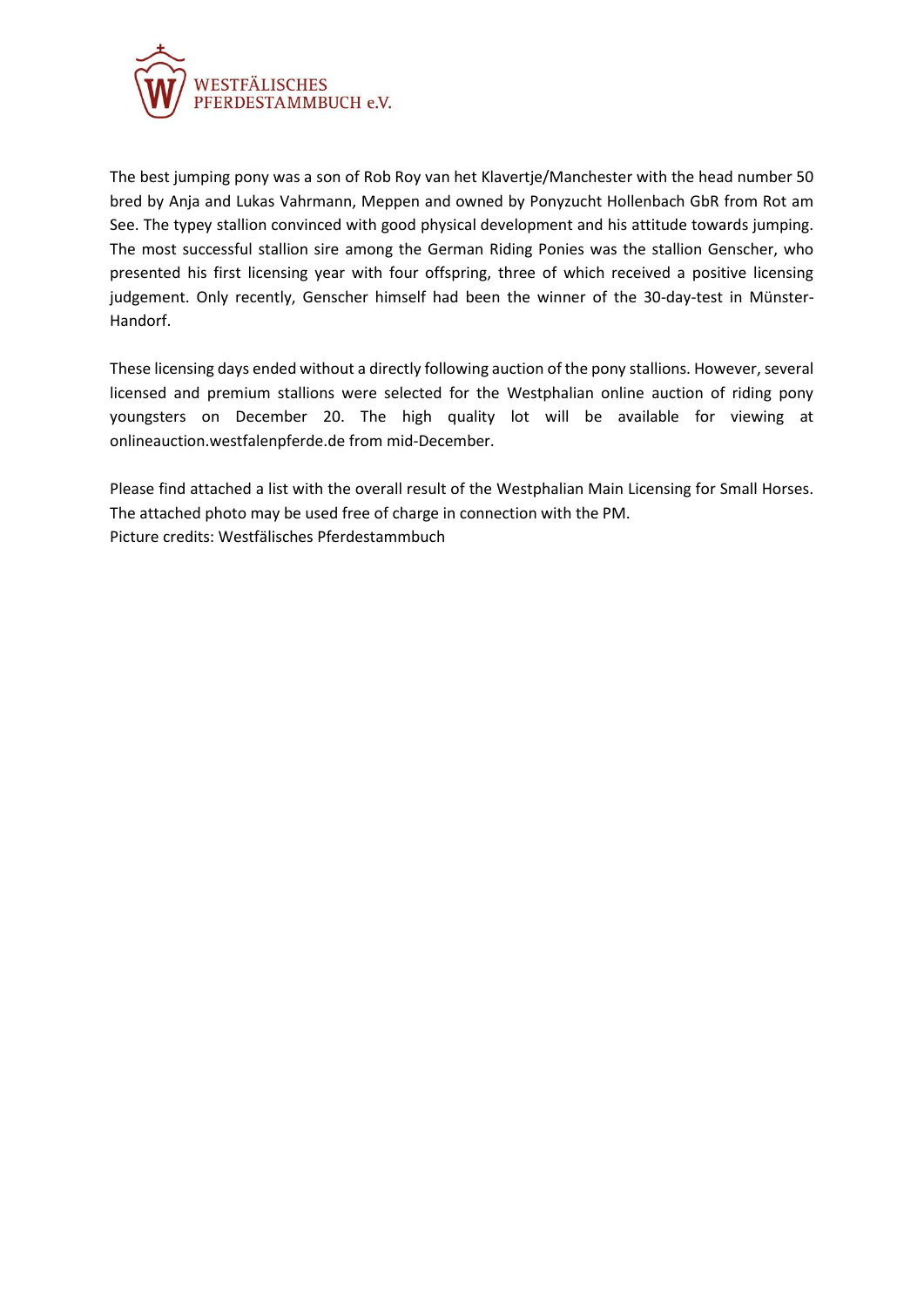The best jumping pony was a son of Rob Roy van het Klavertje/Manchester with the head number 50 bred by Anja and Lukas Vahrmann, Meppen and owned by Ponyzucht Hollenbach GbR from Rot am See. The typey stallion convinced with good physical development and his attitude towards jumping. The most successful stallion sire among the German Riding Ponies was the stallion Genscher, who presented his first licensing year with four offspring, three of which received a positive licensing judgement. Only recently, Genscher himself had been the winner of the 30-day-test in Münster-Handorf.

These licensing days ended without a directly following auction of the pony stallions. However, several licensed and premium stallions were selected for the Westphalian online auction of riding pony youngsters on December 20. The high quality lot will be available for viewing at onlineauction.westfalenpferde.de from mid-December.

Please find attached a list with the overall result of the Westphalian Main Licensing for Small Horses.
The attached photo may be used free of charge in connection with the PM.
Picture credits: Westfälisches Pferdestammbuch